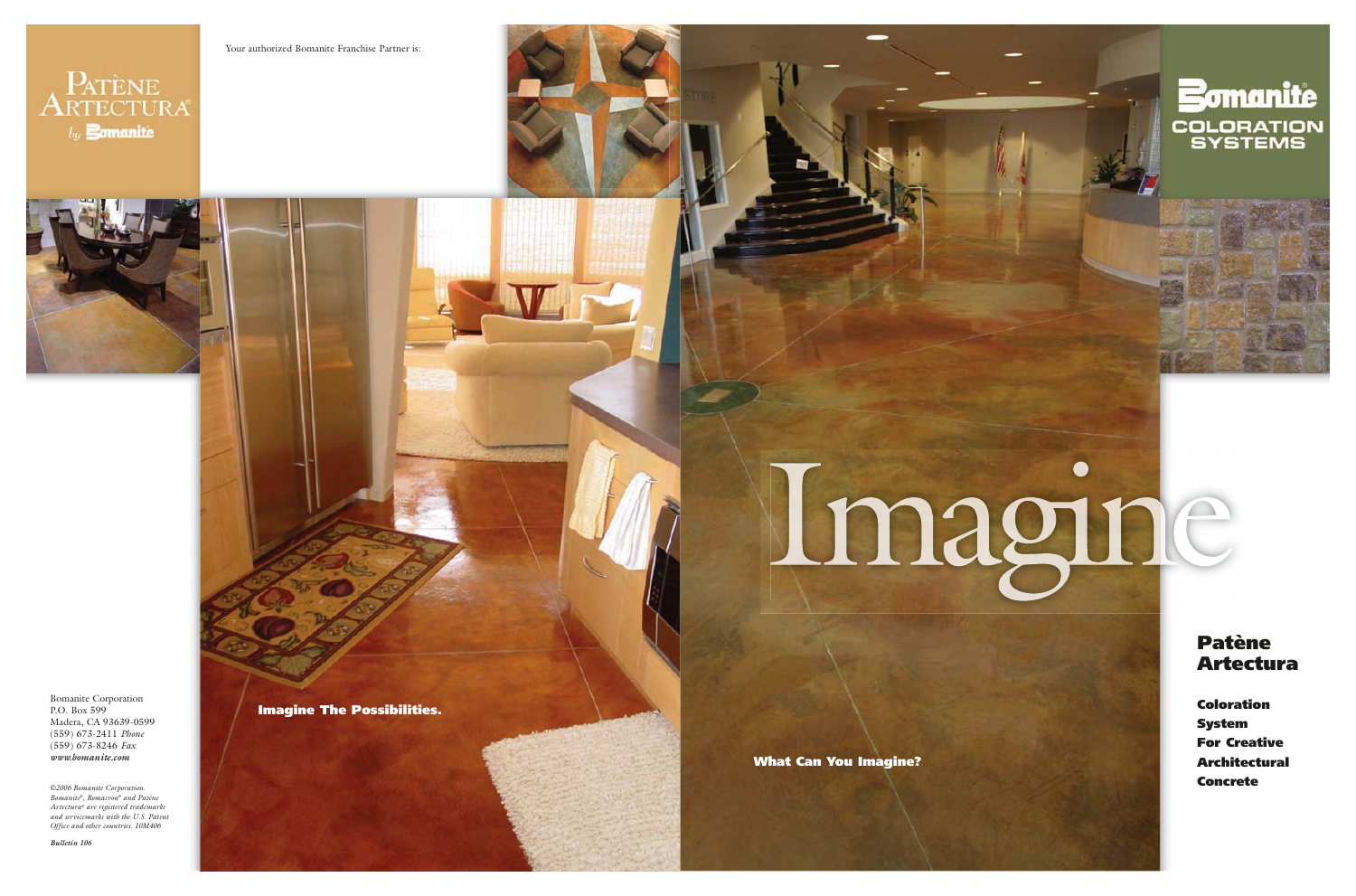Patène Artectura® by Bomanite

Your authorized Bomanite Franchise Partner is:

Bomanite Coloration Systems

Imagine

# Patène Artectura

**Coloration System For Creative Architectural Concrete**

**Imagine The Possibilities.**

**What Can You Imagine?**

Bomanite Corporation
P.O. Box 599
Madera, CA 93639-0599
(559) 673-2411 *Phone*
(559) 673-8246 *Fax*
***www.bomanite.com***

*©2006 Bomanite Corporation. Bomanite®, Bomacron® and Patène Artectura® are registered trademarks and servicemarks with the U.S. Patent Office and other countries. 10M406*

***Bulletin 106***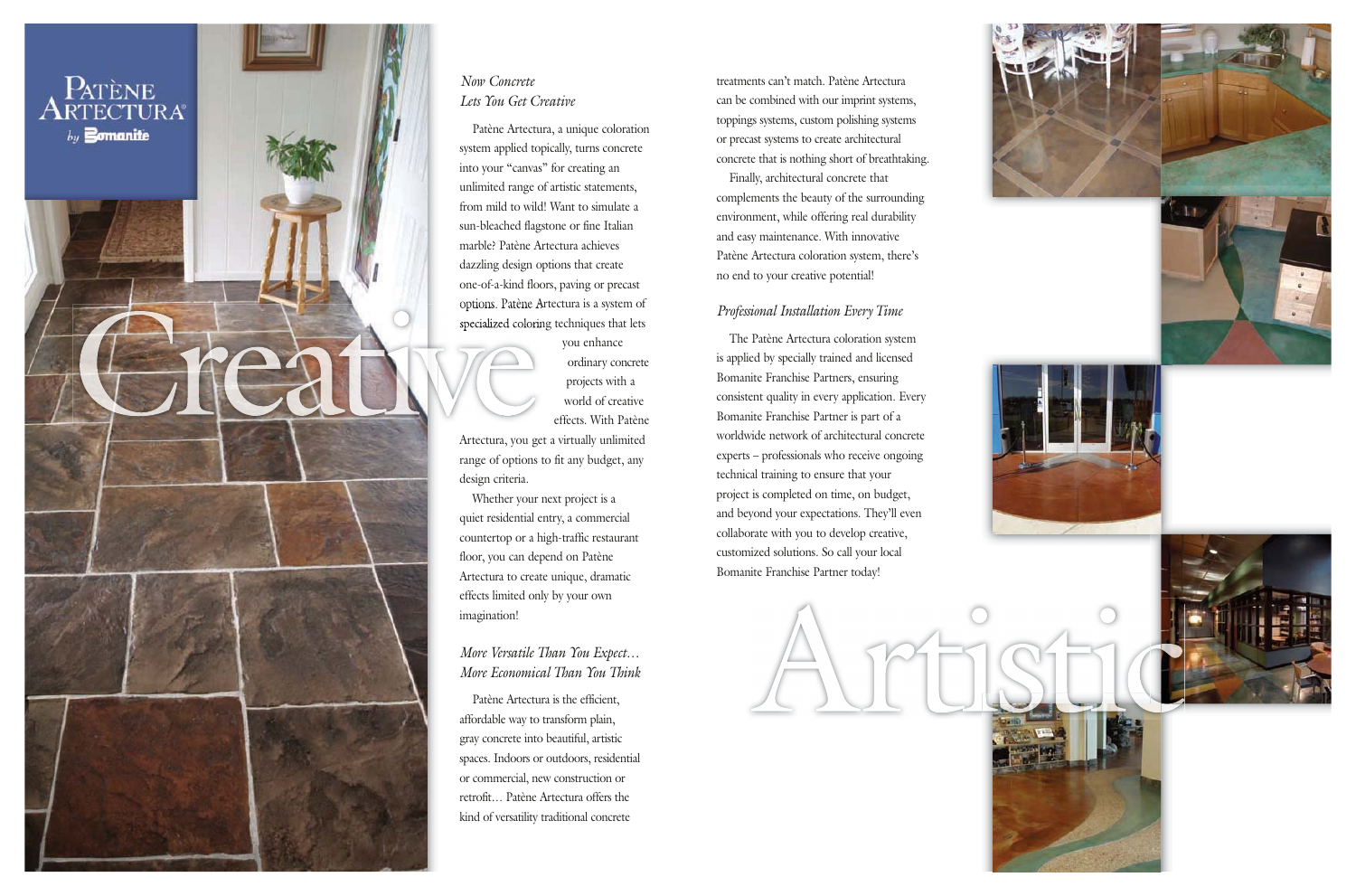# Patène Artectura® by Bomanite

## Now Concrete Lets You Get Creative

Patène Artectura, a unique coloration system applied topically, turns concrete into your "canvas" for creating an unlimited range of artistic statements, from mild to wild! Want to simulate a sun-bleached flagstone or fine Italian marble? Patène Artectura achieves dazzling design options that create one-of-a-kind floors, paving or precast options. Patène Artectura is a system of specialized coloring techniques that lets you enhance ordinary concrete projects with a world of creative effects. With Patène Artectura, you get a virtually unlimited range of options to fit any budget, any design criteria.

Creative

Whether your next project is a quiet residential entry, a commercial countertop or a high-traffic restaurant floor, you can depend on Patène Artectura to create unique, dramatic effects limited only by your own imagination!

## More Versatile Than You Expect… More Economical Than You Think

Patène Artectura is the efficient, affordable way to transform plain, gray concrete into beautiful, artistic spaces. Indoors or outdoors, residential or commercial, new construction or retrofit… Patène Artectura offers the kind of versatility traditional concrete treatments can't match. Patène Artectura can be combined with our imprint systems, toppings systems, custom polishing systems or precast systems to create architectural concrete that is nothing short of breathtaking.

Finally, architectural concrete that complements the beauty of the surrounding environment, while offering real durability and easy maintenance. With innovative Patène Artectura coloration system, there's no end to your creative potential!

## Professional Installation Every Time

The Patène Artectura coloration system is applied by specially trained and licensed Bomanite Franchise Partners, ensuring consistent quality in every application. Every Bomanite Franchise Partner is part of a worldwide network of architectural concrete experts – professionals who receive ongoing technical training to ensure that your project is completed on time, on budget, and beyond your expectations. They'll even collaborate with you to develop creative, customized solutions. So call your local Bomanite Franchise Partner today!

Artistic